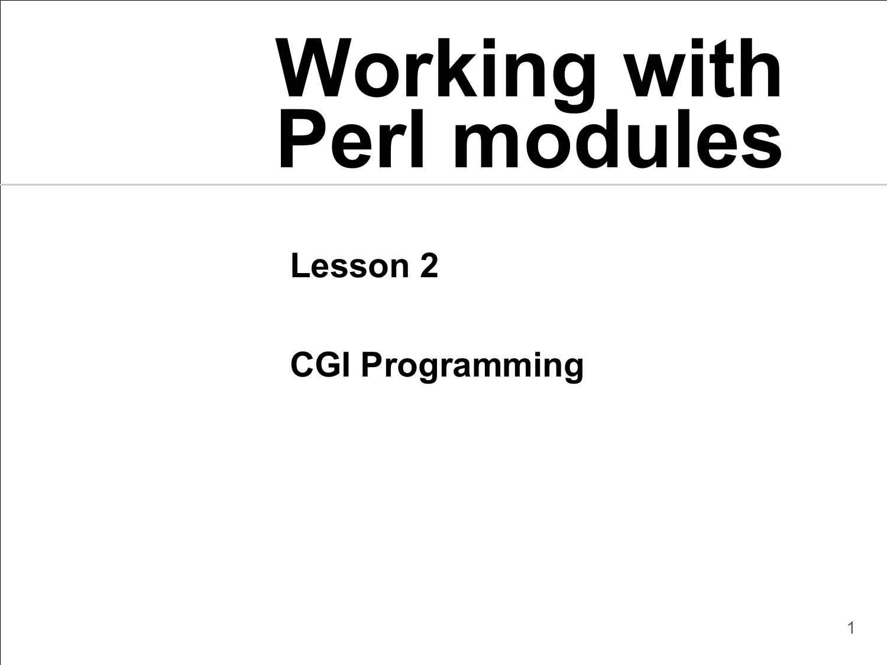# Working with Perl modules

**Lesson 2**

**CGI Programming**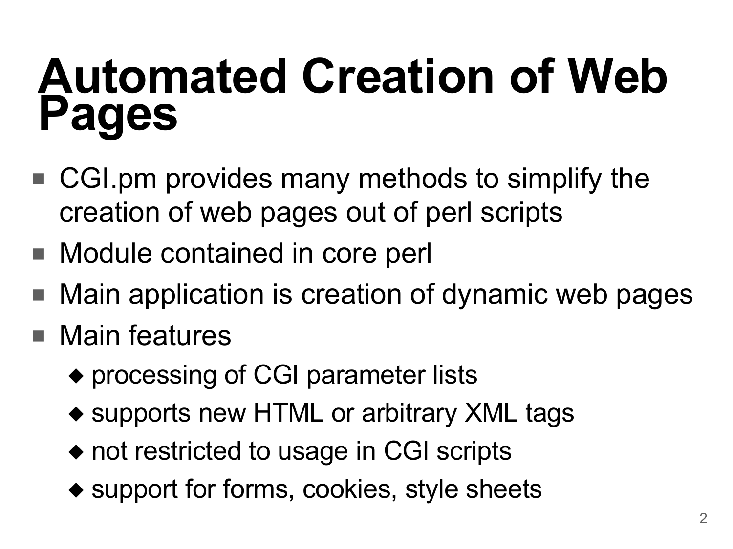# Automated Creation of Web Pages

- CGI.pm provides many methods to simplify the creation of web pages out of perl scripts
- Module contained in core perl
- Main application is creation of dynamic web pages
- Main features
  - processing of CGI parameter lists
  - supports new HTML or arbitrary XML tags
  - not restricted to usage in CGI scripts
  - support for forms, cookies, style sheets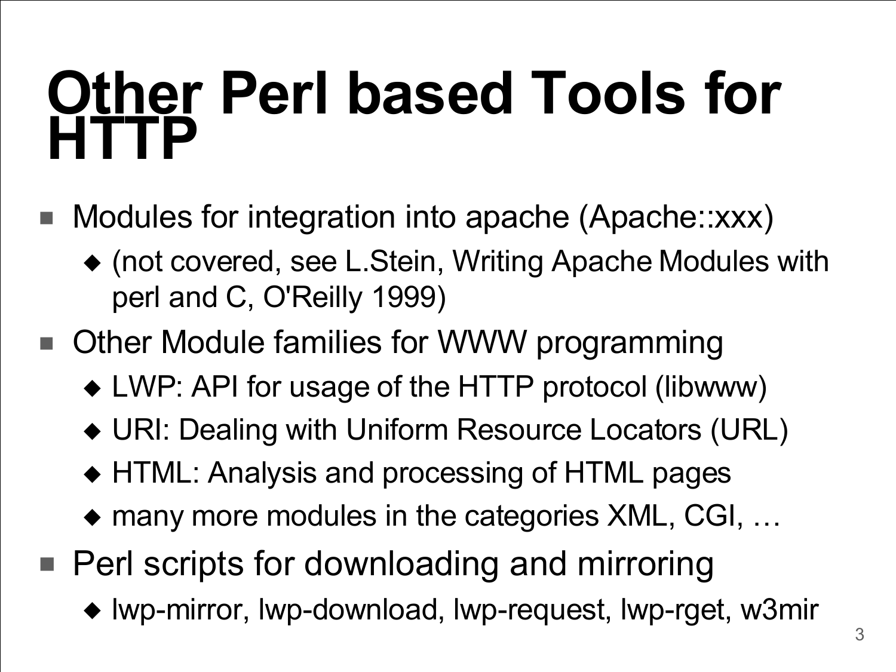# Other Perl based Tools for HTTP

- Modules for integration into apache (Apache::xxx)
  - (not covered, see L.Stein, Writing Apache Modules with perl and C, O'Reilly 1999)
- Other Module families for WWW programming
  - LWP: API for usage of the HTTP protocol (libwww)
  - URI: Dealing with Uniform Resource Locators (URL)
  - HTML: Analysis and processing of HTML pages
  - many more modules in the categories XML, CGI, …
- Perl scripts for downloading and mirroring
  - lwp-mirror, lwp-download, lwp-request, lwp-rget, w3mir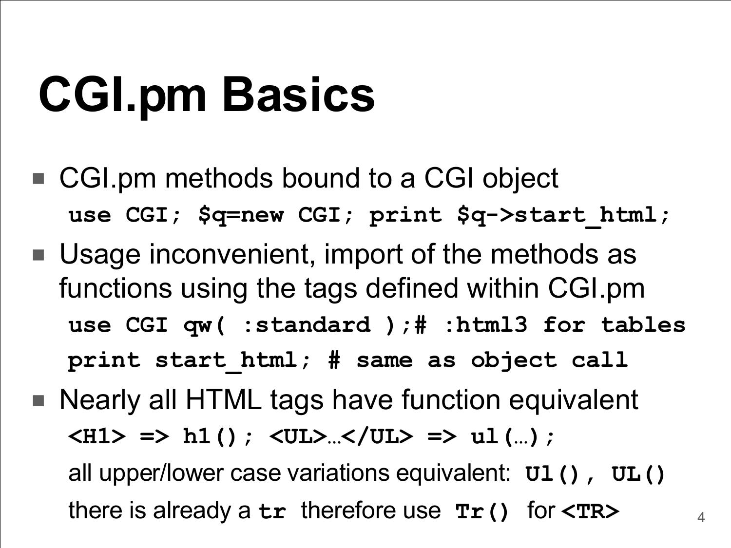# CGI.pm Basics

- CGI.pm methods bound to a CGI object

  ```
  use CGI; $q=new CGI; print $q->start_html;
  ```

- Usage inconvenient, import of the methods as functions using the tags defined within CGI.pm

  ```
  use CGI qw( :standard );# :html3 for tables
  print start_html; # same as object call
  ```

- Nearly all HTML tags have function equivalent

  **`<H1> => h1(); <UL>…</UL> => ul(…);`**

  all upper/lower case variations equivalent: **`Ul(), UL()`**

  there is already a **`tr`** therefore use **`Tr()`** for **`<TR>`**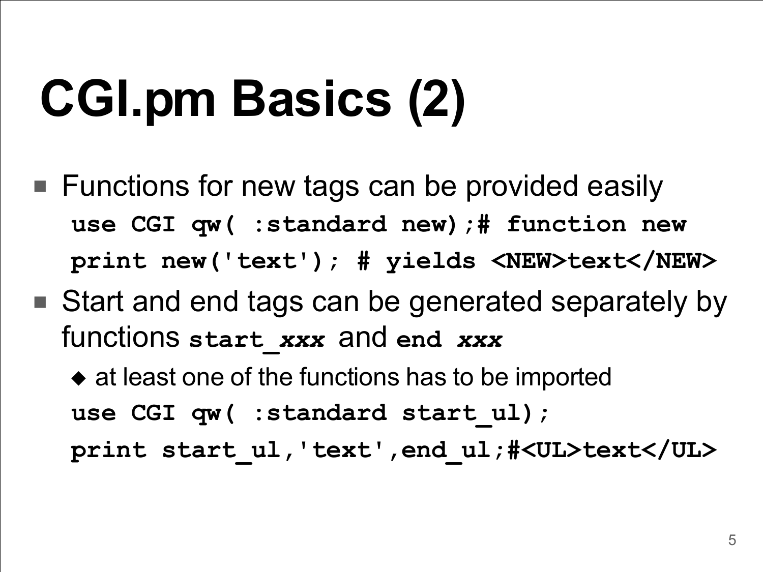# CGI.pm Basics (2)

- Functions for new tags can be provided easily

```
use CGI qw( :standard new);# function new
print new('text'); # yields <NEW>text</NEW>
```

- Start and end tags can be generated separately by functions **start_*xxx*** and **end *xxx***
  - at least one of the functions has to be imported

```
use CGI qw( :standard start_ul);
print start_ul,'text',end_ul;#<UL>text</UL>
```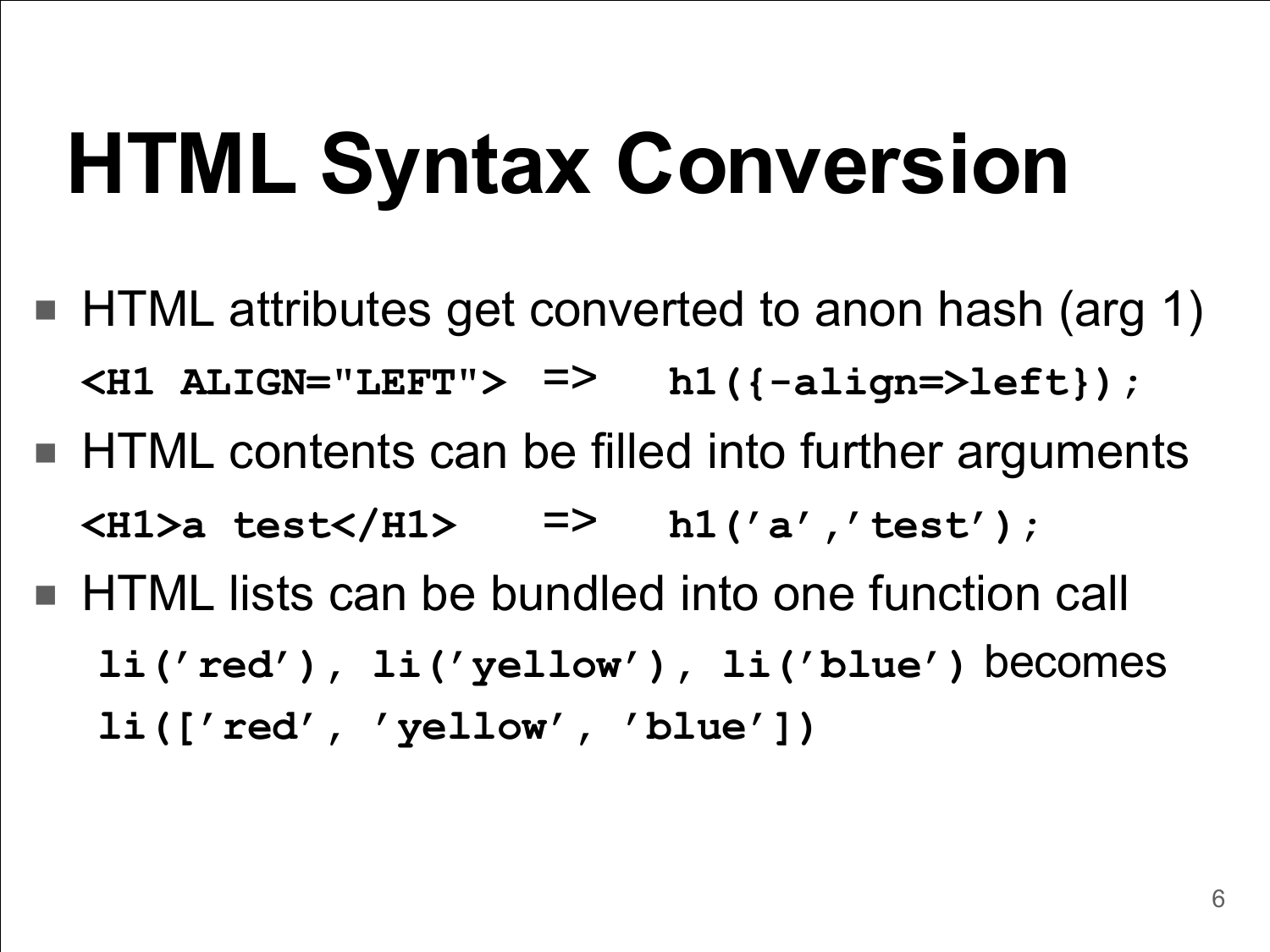# HTML Syntax Conversion

- HTML attributes get converted to anon hash (arg 1)

  `<H1 ALIGN="LEFT">  =>   h1({-align=>left});`

- HTML contents can be filled into further arguments

  `<H1>a test</H1>     =>   h1('a','test');`

- HTML lists can be bundled into one function call

  `li('red'), li('yellow'), li('blue')` becomes

  `li(['red', 'yellow', 'blue'])`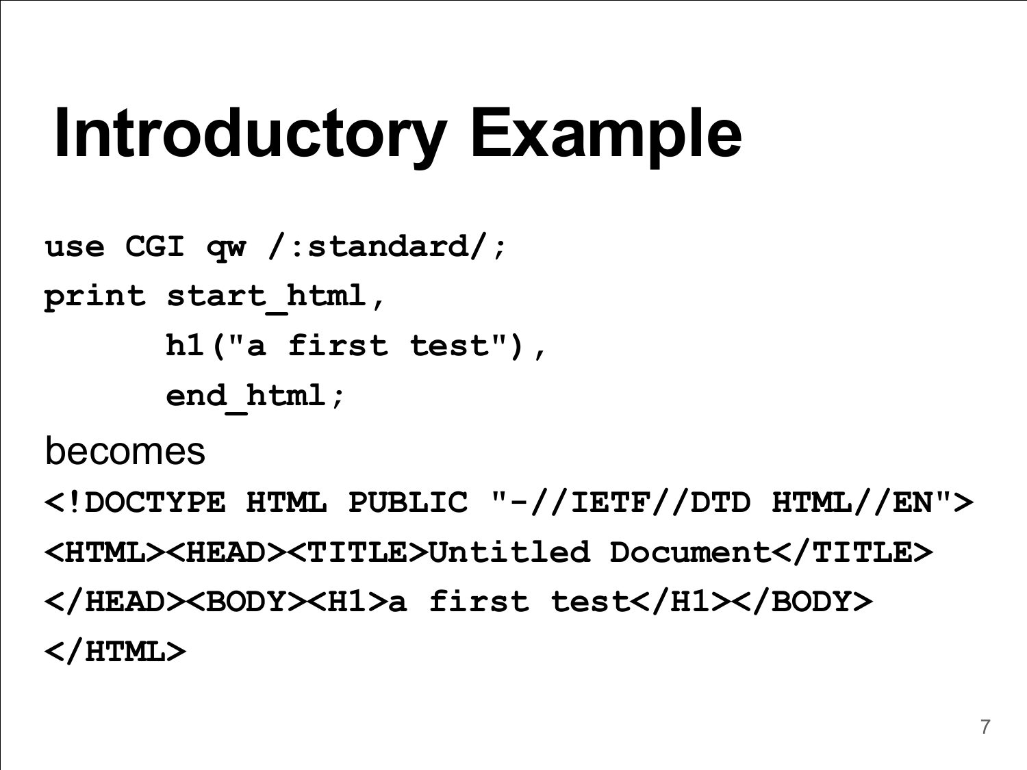# Introductory Example

```
use CGI qw /:standard/;
print start_html,
      h1("a first test"),
      end_html;
```

becomes

```
<!DOCTYPE HTML PUBLIC "-//IETF//DTD HTML//EN">
<HTML><HEAD><TITLE>Untitled Document</TITLE>
</HEAD><BODY><H1>a first test</H1></BODY>
</HTML>
```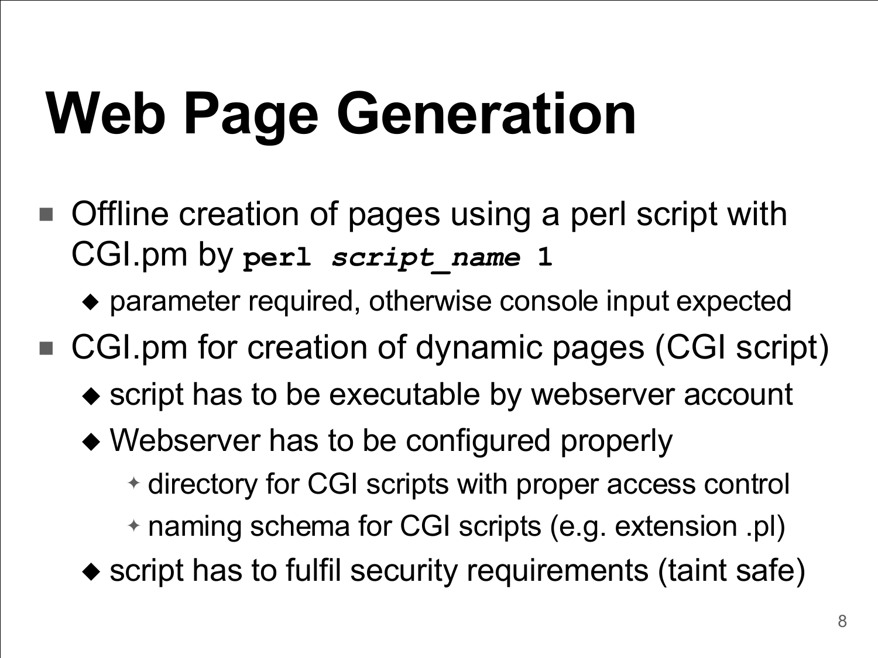# Web Page Generation

- Offline creation of pages using a perl script with CGI.pm by **`perl`** ***`script_name`*** **`1`**
  - parameter required, otherwise console input expected
- CGI.pm for creation of dynamic pages (CGI script)
  - script has to be executable by webserver account
  - Webserver has to be configured properly
    - directory for CGI scripts with proper access control
    - naming schema for CGI scripts (e.g. extension .pl)
  - script has to fulfil security requirements (taint safe)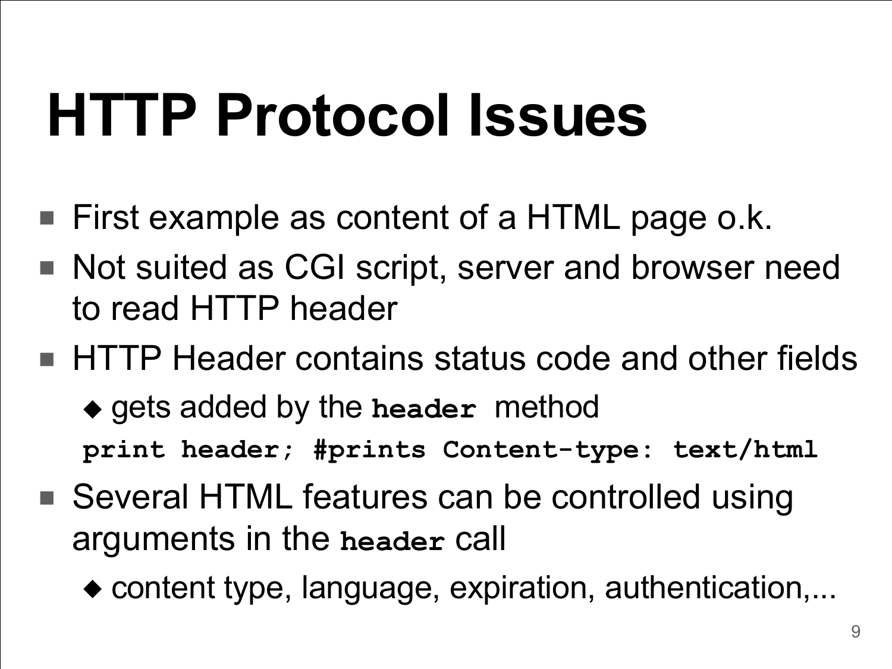# HTTP Protocol Issues

- First example as content of a HTML page o.k.
- Not suited as CGI script, server and browser need to read HTTP header
- HTTP Header contains status code and other fields
  - gets added by the **`header`** method

```
print header; #prints Content-type: text/html
```

- Several HTML features can be controlled using arguments in the **`header`** call
  - content type, language, expiration, authentication,...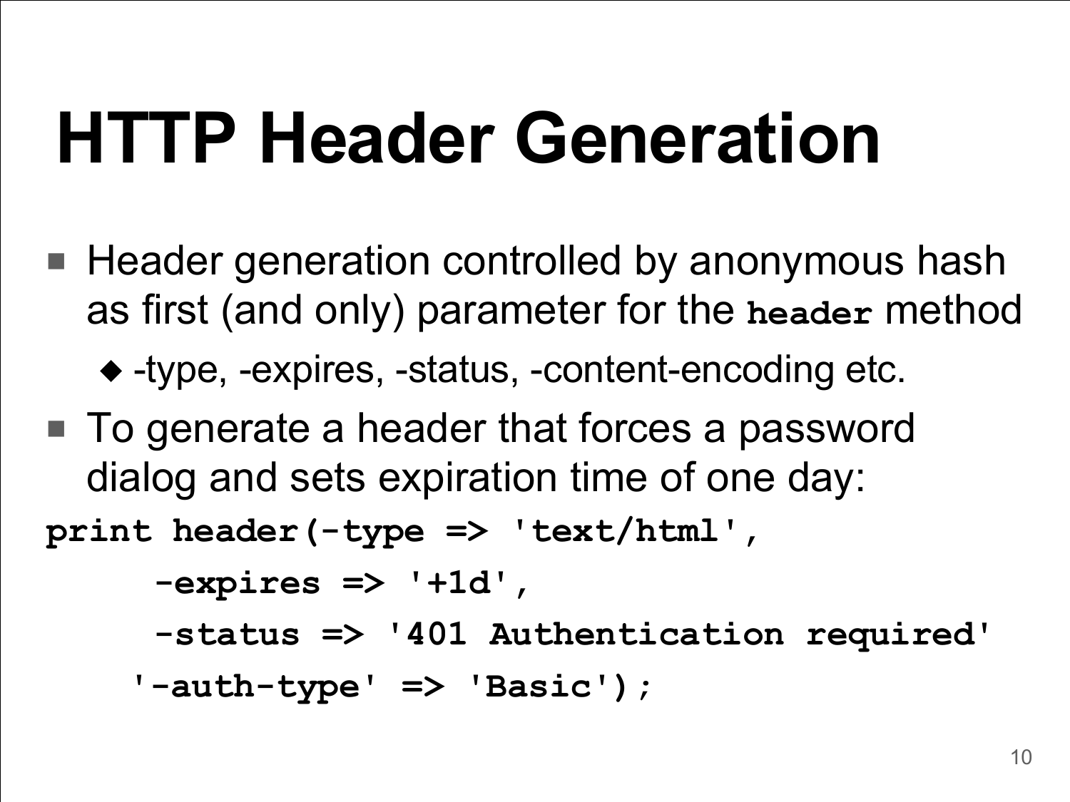# HTTP Header Generation

- Header generation controlled by anonymous hash as first (and only) parameter for the **header** method
  - -type, -expires, -status, -content-encoding etc.
- To generate a header that forces a password dialog and sets expiration time of one day:

```
print header(-type => 'text/html',
     -expires => '+1d',
     -status => '401 Authentication required'
    '-auth-type' => 'Basic');
```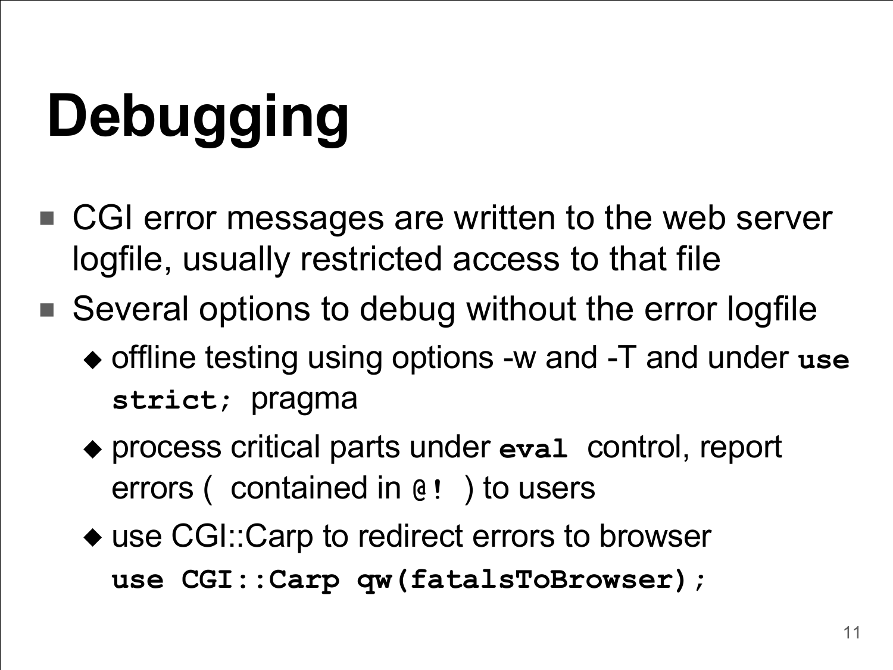# Debugging

- CGI error messages are written to the web server logfile, usually restricted access to that file
- Several options to debug without the error logfile
  - offline testing using options -w and -T and under `use strict;` pragma
  - process critical parts under `eval` control, report errors ( contained in `@!` ) to users
  - use CGI::Carp to redirect errors to browser

```
use CGI::Carp qw(fatalsToBrowser);
```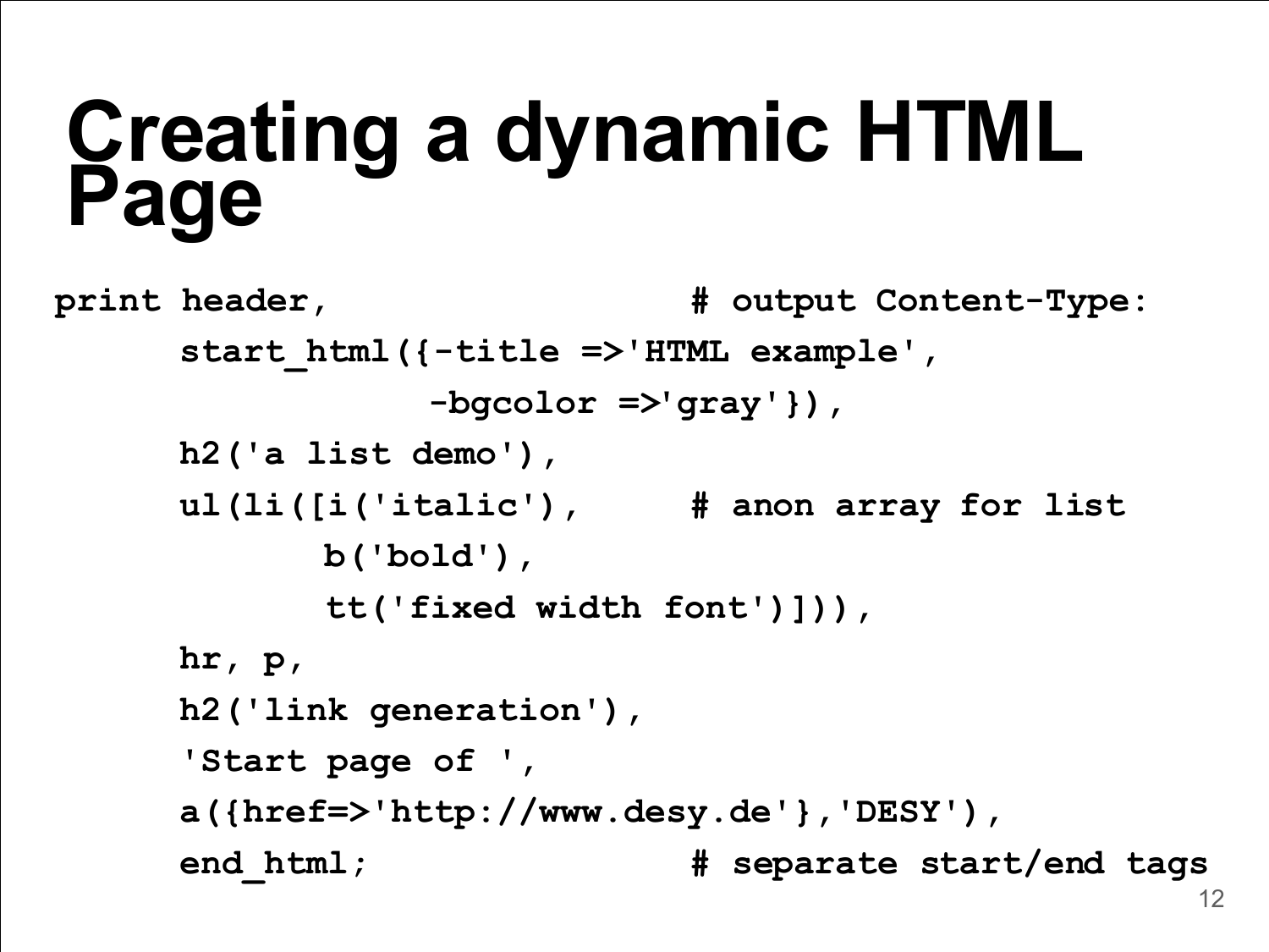# Creating a dynamic HTML Page

```
print header,                    # output Content-Type:
      start_html({-title =>'HTML example',
                  -bgcolor =>'gray'}),
      h2('a list demo'),
      ul(li([i('italic'),       # anon array for list
             b('bold'),
             tt('fixed width font')])),
      hr, p,
      h2('link generation'),
      'Start page of ',
      a({href=>'http://www.desy.de'},'DESY'),
      end_html;                  # separate start/end tags
```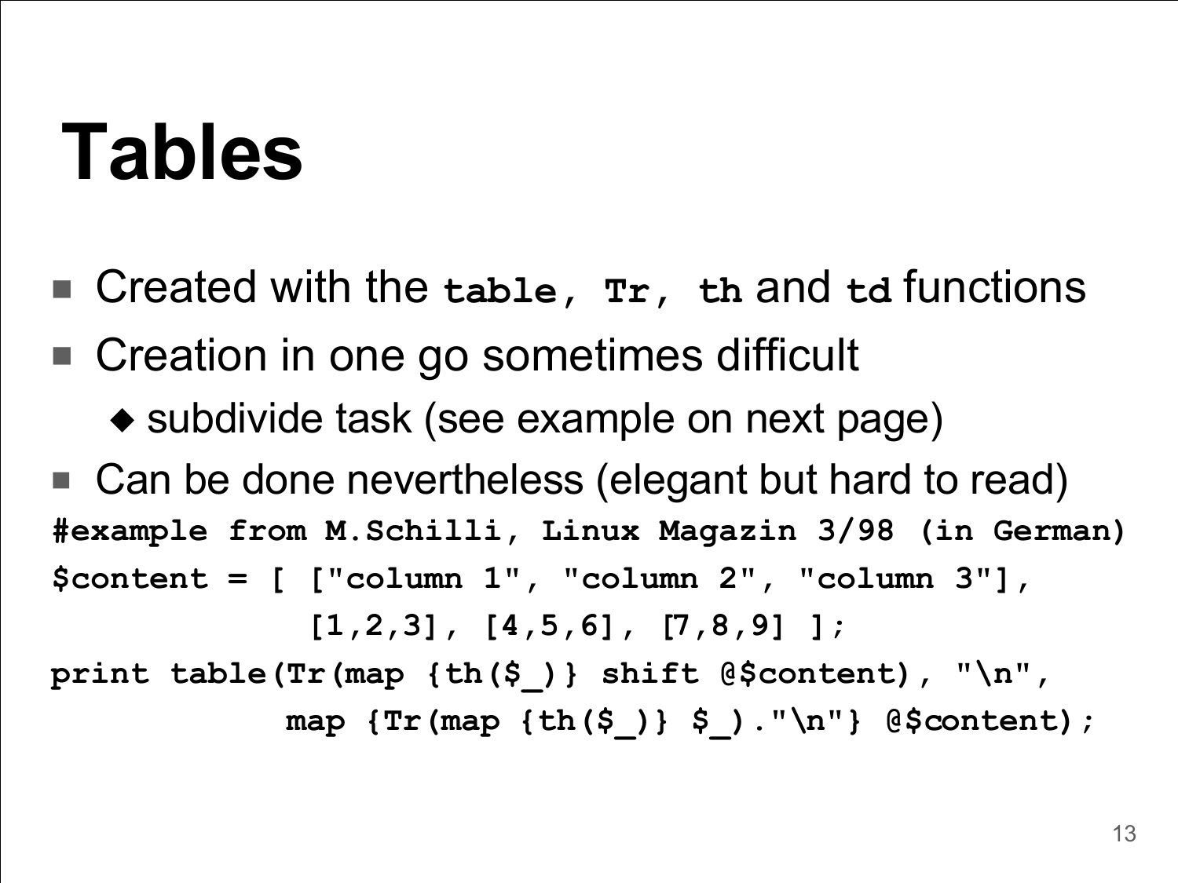# Tables

- Created with the **table**, **Tr**, **th** and **td** functions
- Creation in one go sometimes difficult
  - subdivide task (see example on next page)
- Can be done nevertheless (elegant but hard to read)

```
#example from M.Schilli, Linux Magazin 3/98 (in German)
$content = [ ["column 1", "column 2", "column 3"],
             [1,2,3], [4,5,6], [7,8,9] ];
print table(Tr(map {th($_)} shift @$content), "\n",
            map {Tr(map {th($_)} $_)."\n"} @$content);
```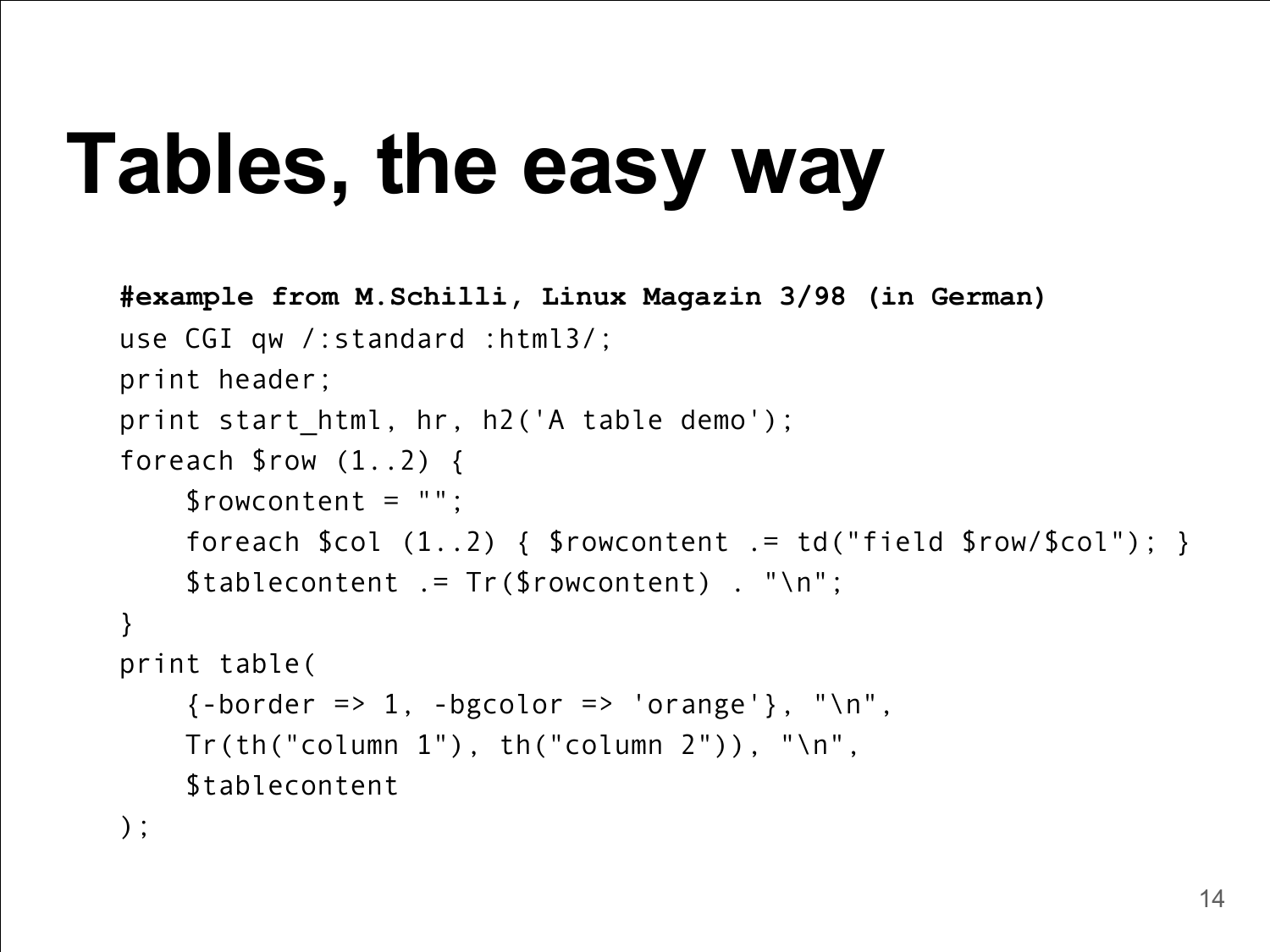# Tables, the easy way

```
#example from M.Schilli, Linux Magazin 3/98 (in German)
use CGI qw /:standard :html3/;
print header;
print start_html, hr, h2('A table demo');
foreach $row (1..2) {
    $rowcontent = "";
    foreach $col (1..2) { $rowcontent .= td("field $row/$col"); }
    $tablecontent .= Tr($rowcontent) . "\n";
}
print table(
    {-border => 1, -bgcolor => 'orange'}, "\n",
    Tr(th("column 1"), th("column 2")), "\n",
    $tablecontent
);
```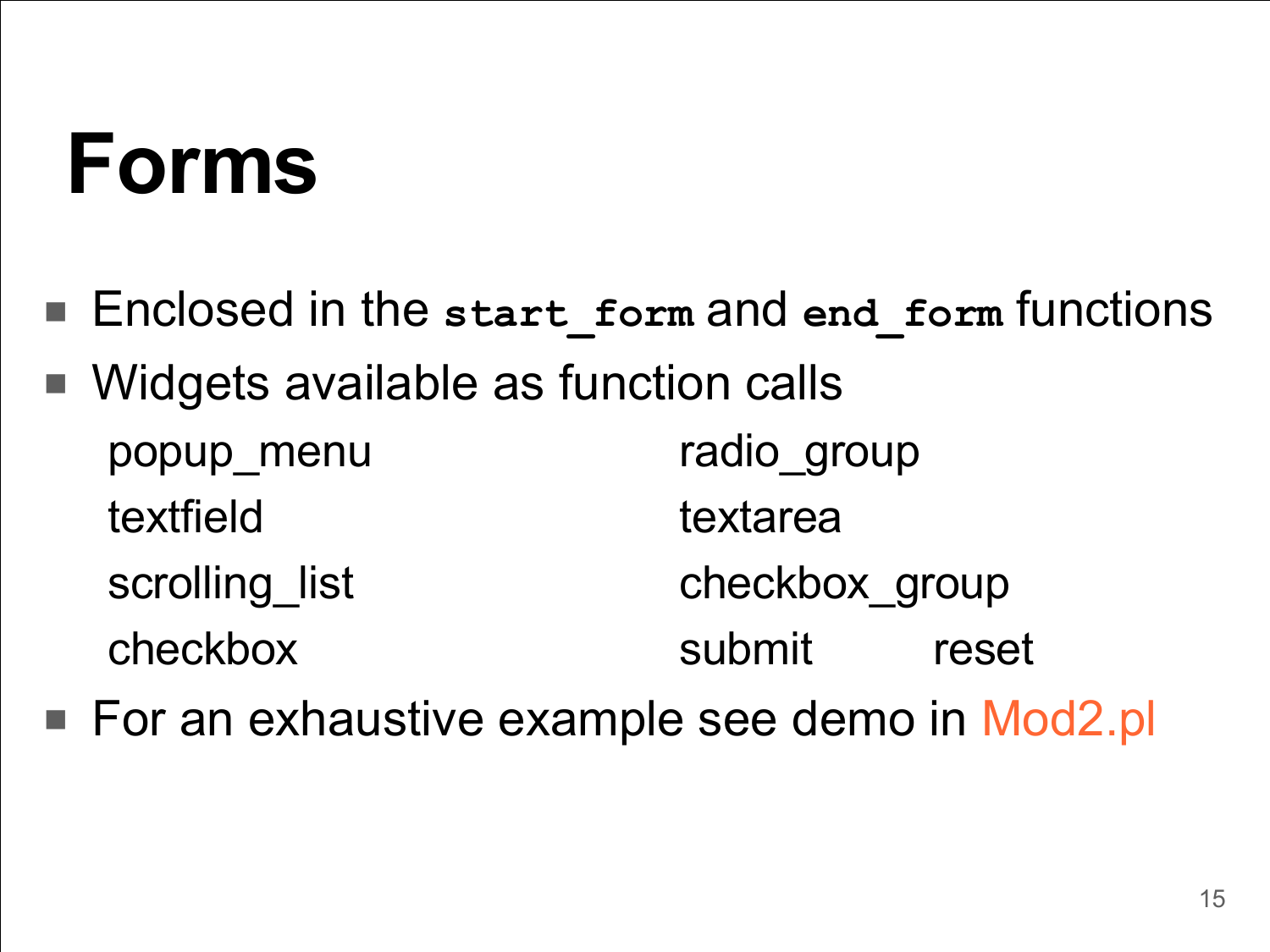# Forms

- Enclosed in the **`start_form`** and **`end_form`** functions
- Widgets available as function calls

| | |
|---|---|
| popup_menu | radio_group |
| textfield | textarea |
| scrolling_list | checkbox_group |
| checkbox | submit reset |

- For an exhaustive example see demo in Mod2.pl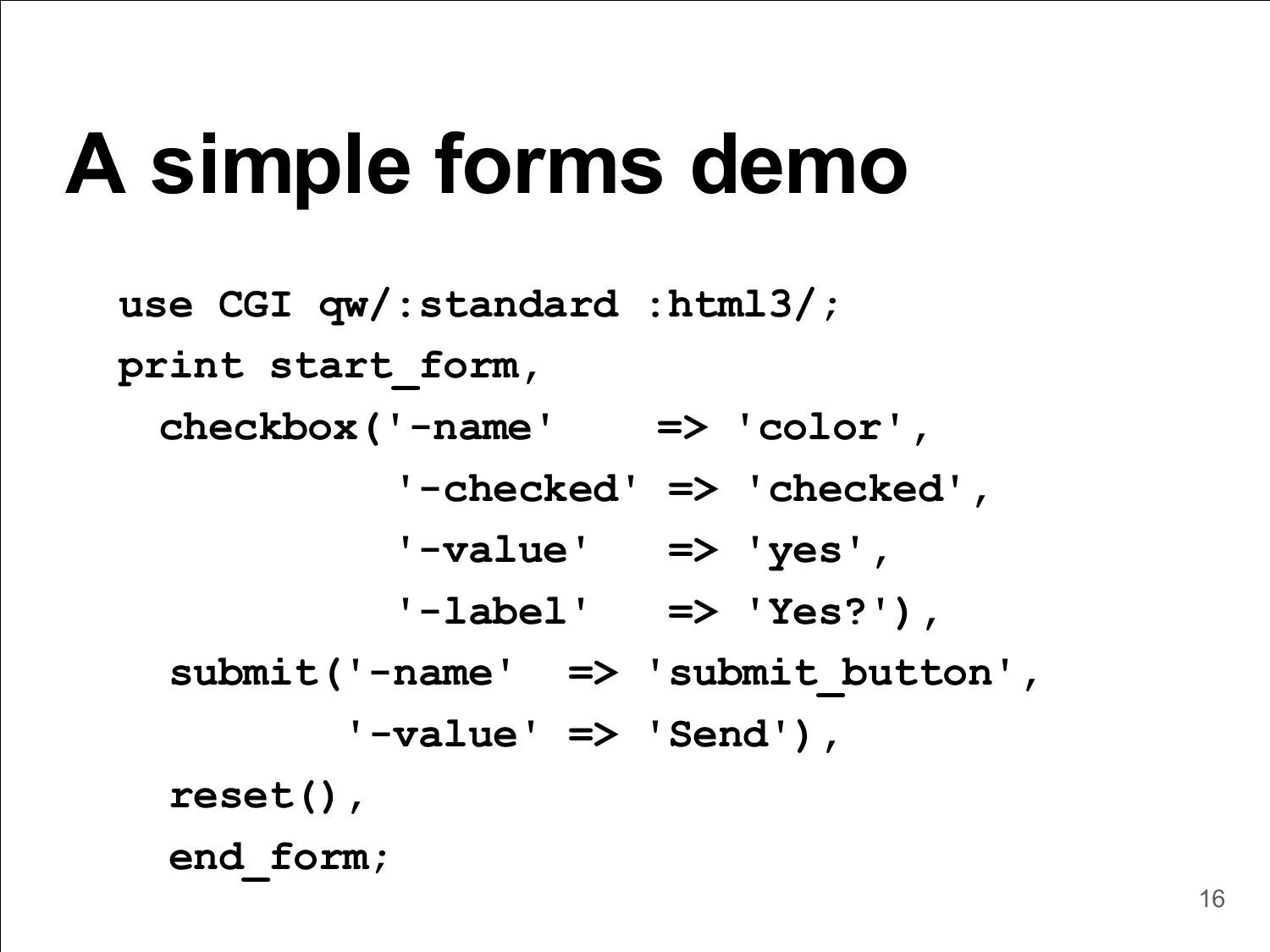# A simple forms demo

```
use CGI qw/:standard :html3/;
print start_form,
  checkbox('-name'    => 'color',
           '-checked' => 'checked',
           '-value'   => 'yes',
           '-label'   => 'Yes?'),
   submit('-name'  => 'submit_button',
          '-value' => 'Send'),
   reset(),
   end_form;
```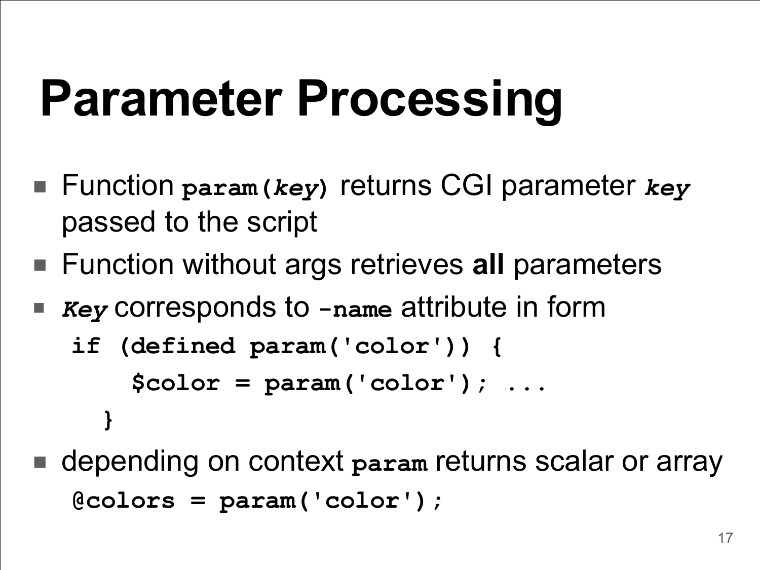# Parameter Processing

- Function **`param(key)`** returns CGI parameter ***`key`*** passed to the script
- Function without args retrieves **all** parameters
- ***`Key`*** corresponds to **`-name`** attribute in form

```
if (defined param('color')) {
    $color = param('color'); ...
  }
```

- depending on context **`param`** returns scalar or array

```
@colors = param('color');
```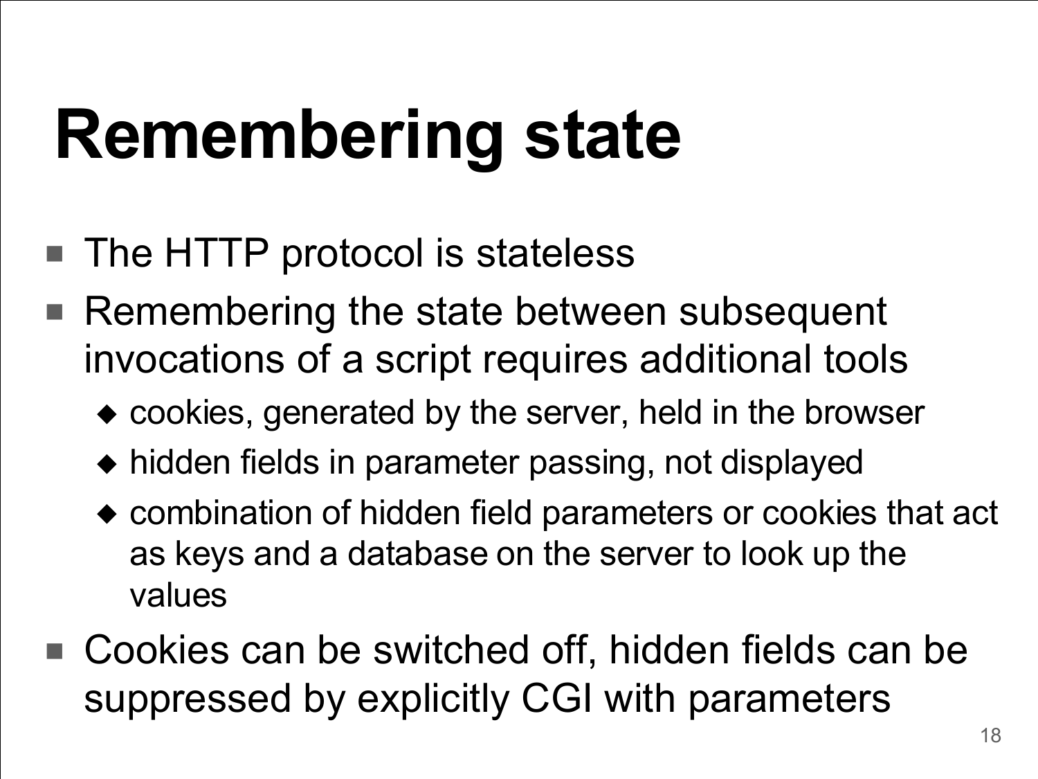# Remembering state

- The HTTP protocol is stateless
- Remembering the state between subsequent invocations of a script requires additional tools
  - cookies, generated by the server, held in the browser
  - hidden fields in parameter passing, not displayed
  - combination of hidden field parameters or cookies that act as keys and a database on the server to look up the values
- Cookies can be switched off, hidden fields can be suppressed by explicitly CGI with parameters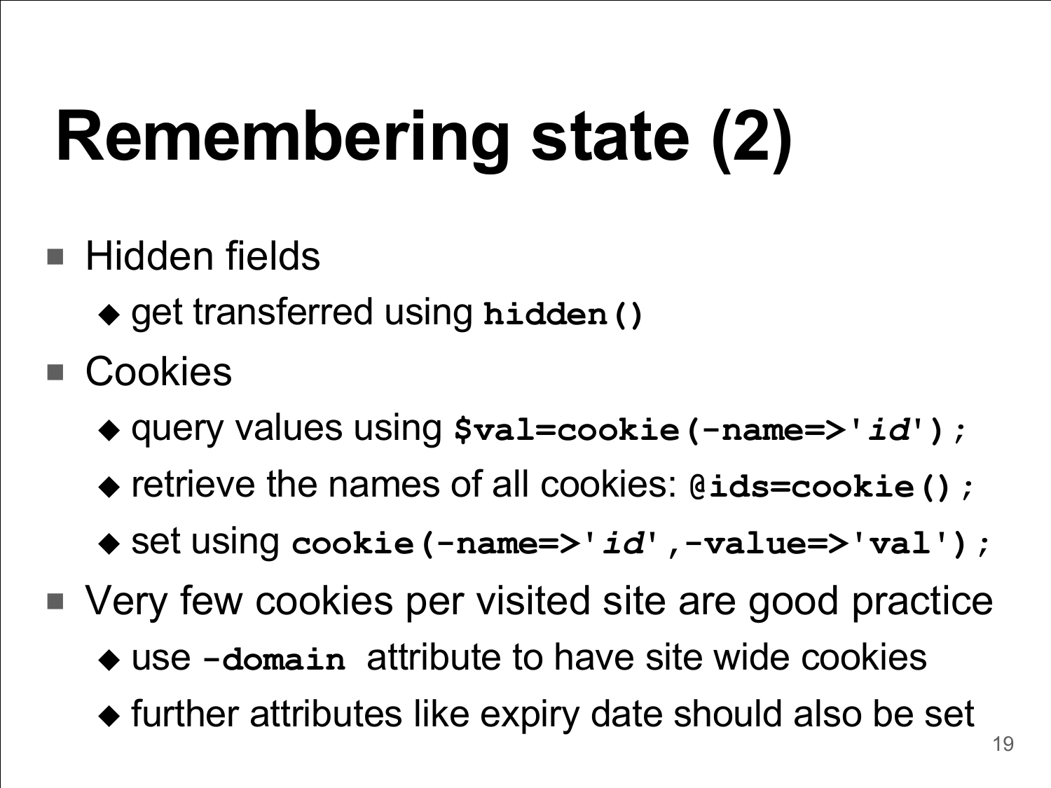# Remembering state (2)

- Hidden fields
  - get transferred using **`hidden()`**
- Cookies
  - query values using **`$val=cookie(-name=>'`*`id`*`');`**
  - retrieve the names of all cookies: **`@ids=cookie();`**
  - set using **`cookie(-name=>'`*`id`*`',-value=>'val');`**
- Very few cookies per visited site are good practice
  - use **`-domain`** attribute to have site wide cookies
  - further attributes like expiry date should also be set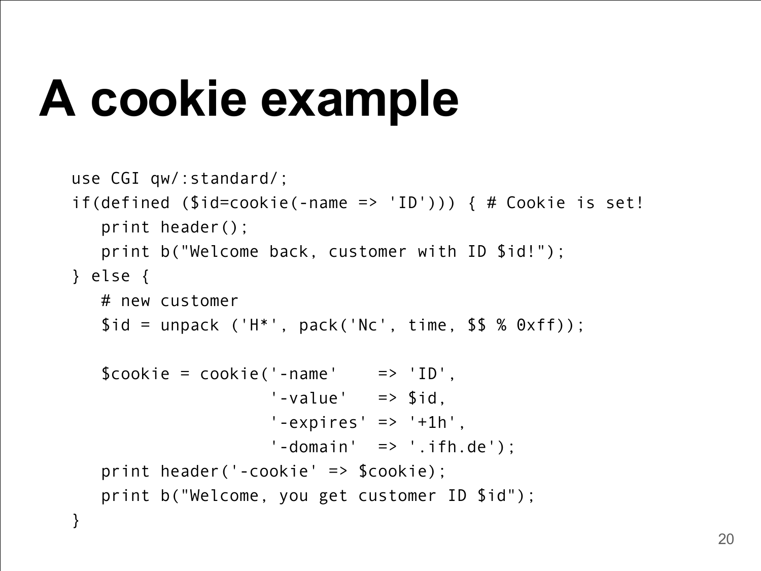# A cookie example

```
use CGI qw/:standard/;
if(defined ($id=cookie(-name => 'ID'))) { # Cookie is set!
   print header();
   print b("Welcome back, customer with ID $id!");
} else {
   # new customer
   $id = unpack ('H*', pack('Nc', time, $$ % 0xff));

   $cookie = cookie('-name'    => 'ID',
                    '-value'   => $id,
                    '-expires' => '+1h',
                    '-domain'  => '.ifh.de');
   print header('-cookie' => $cookie);
   print b("Welcome, you get customer ID $id");
}
```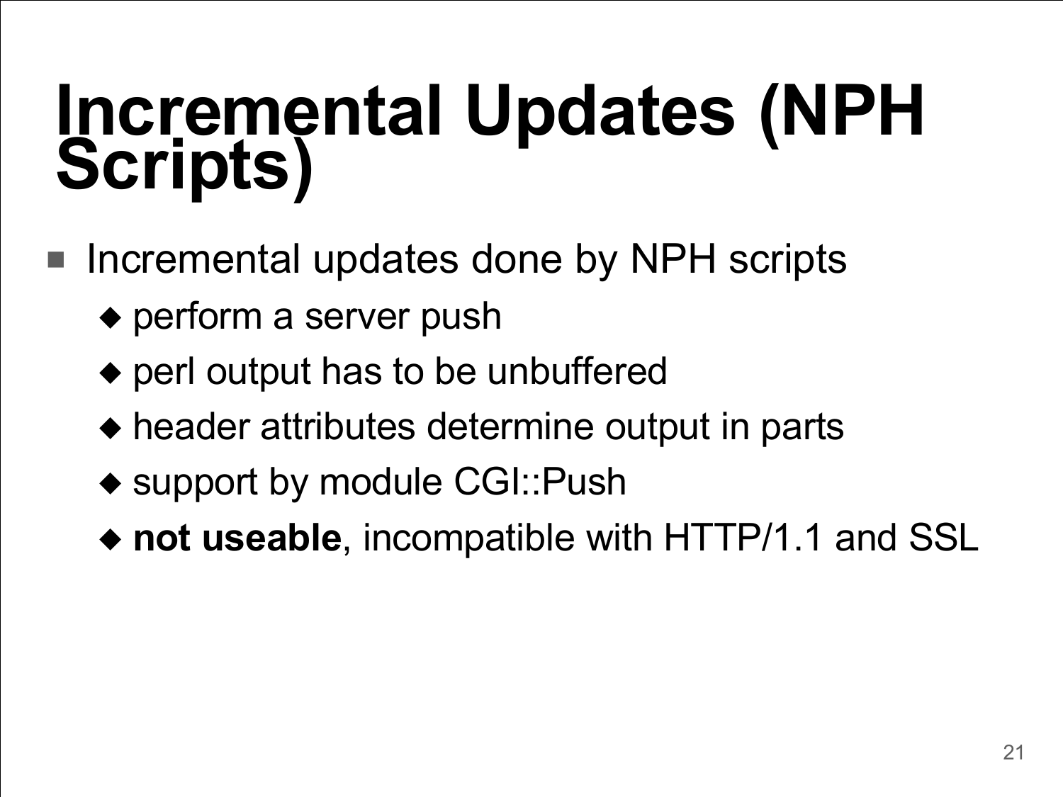# Incremental Updates (NPH Scripts)

- Incremental updates done by NPH scripts
  - perform a server push
  - perl output has to be unbuffered
  - header attributes determine output in parts
  - support by module CGI::Push
  - **not useable**, incompatible with HTTP/1.1 and SSL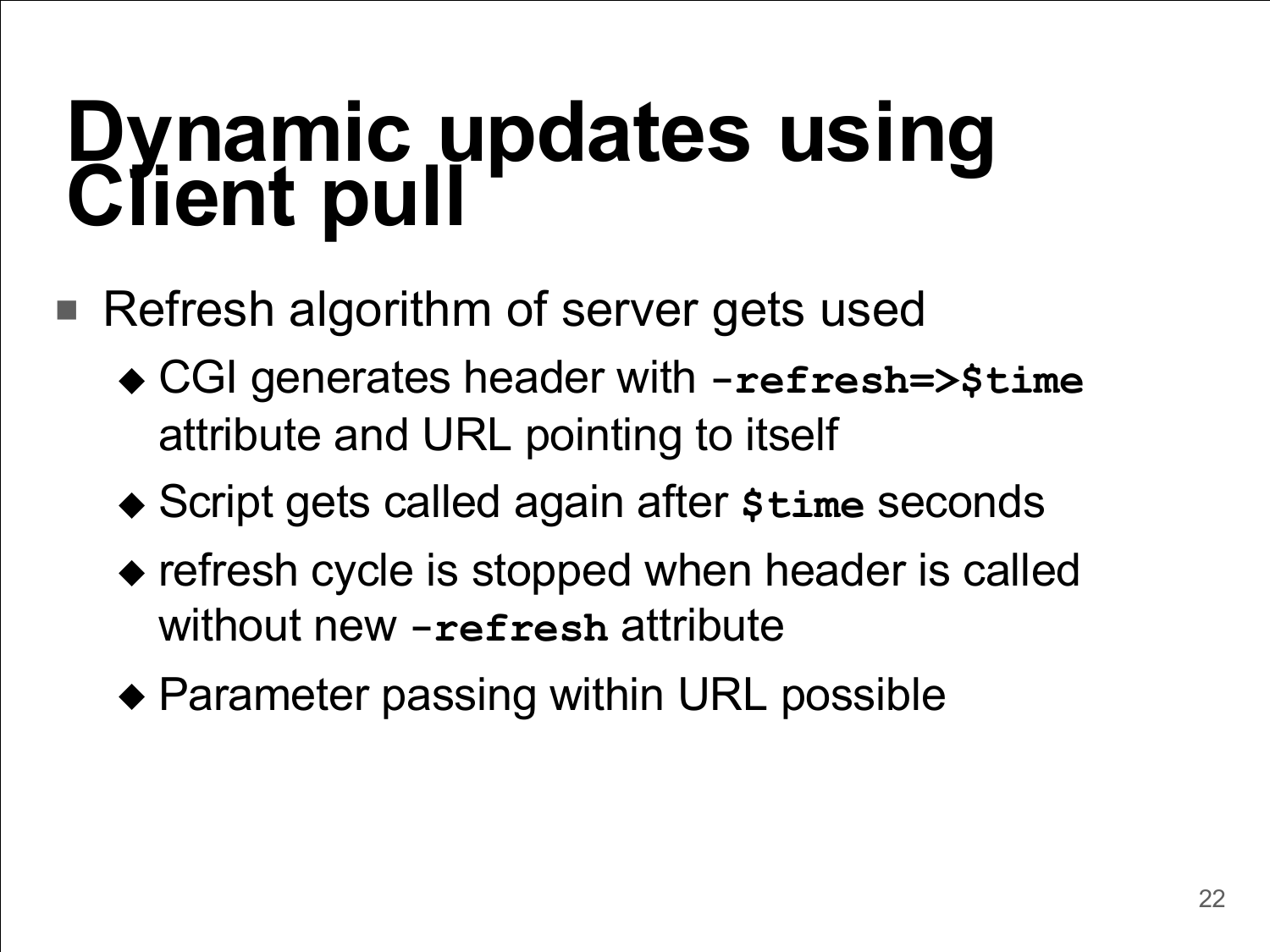# Dynamic updates using Client pull

- Refresh algorithm of server gets used
  - CGI generates header with `-refresh=>$time` attribute and URL pointing to itself
  - Script gets called again after `$time` seconds
  - refresh cycle is stopped when header is called without new `-refresh` attribute
  - Parameter passing within URL possible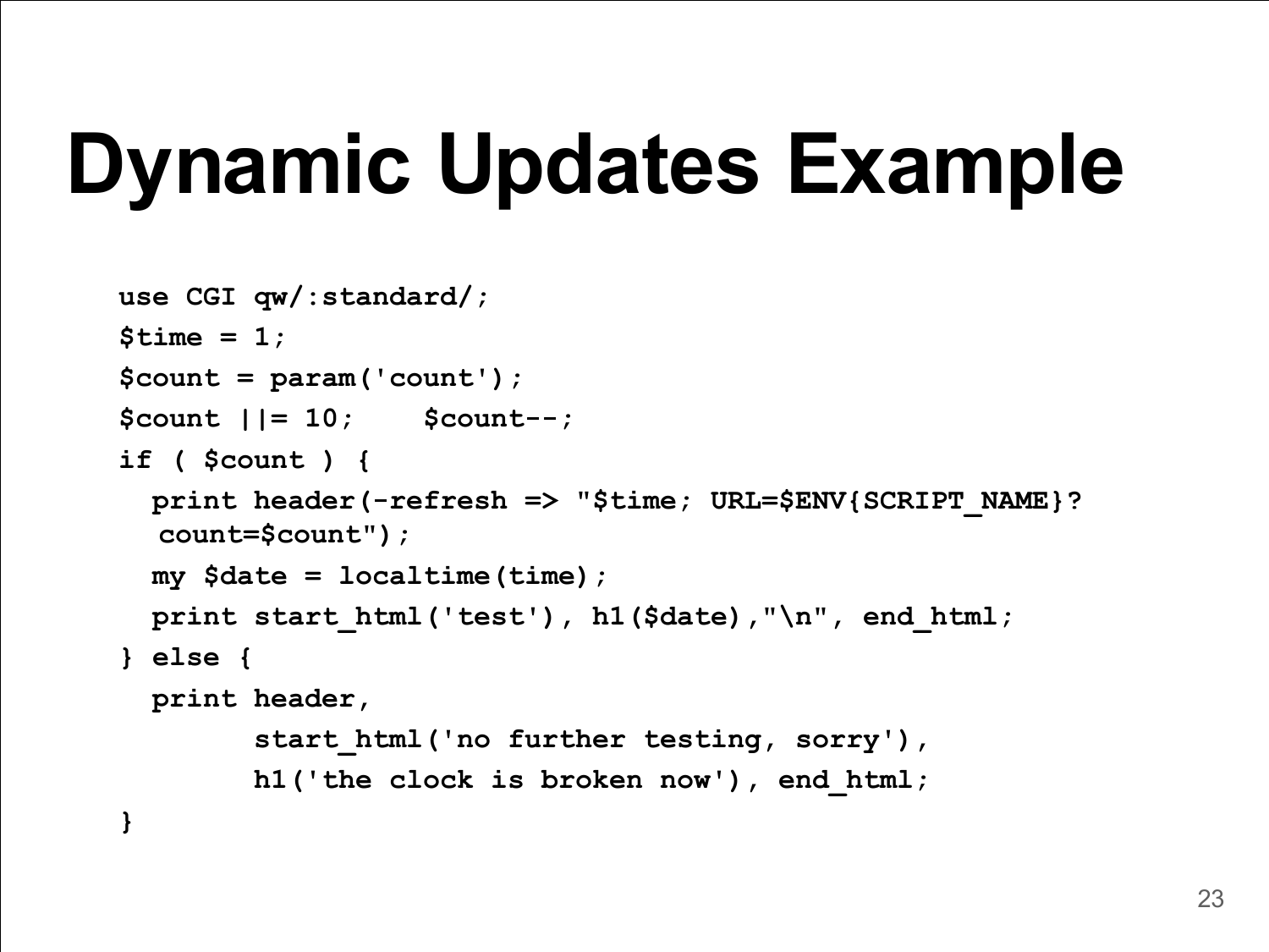# Dynamic Updates Example

```
use CGI qw/:standard/;
$time = 1;
$count = param('count');
$count ||= 10;    $count--;
if ( $count ) {
  print header(-refresh => "$time; URL=$ENV{SCRIPT_NAME}?
   count=$count");
  my $date = localtime(time);
  print start_html('test'), h1($date),"\n", end_html;
} else {
  print header,
        start_html('no further testing, sorry'),
        h1('the clock is broken now'), end_html;
}
```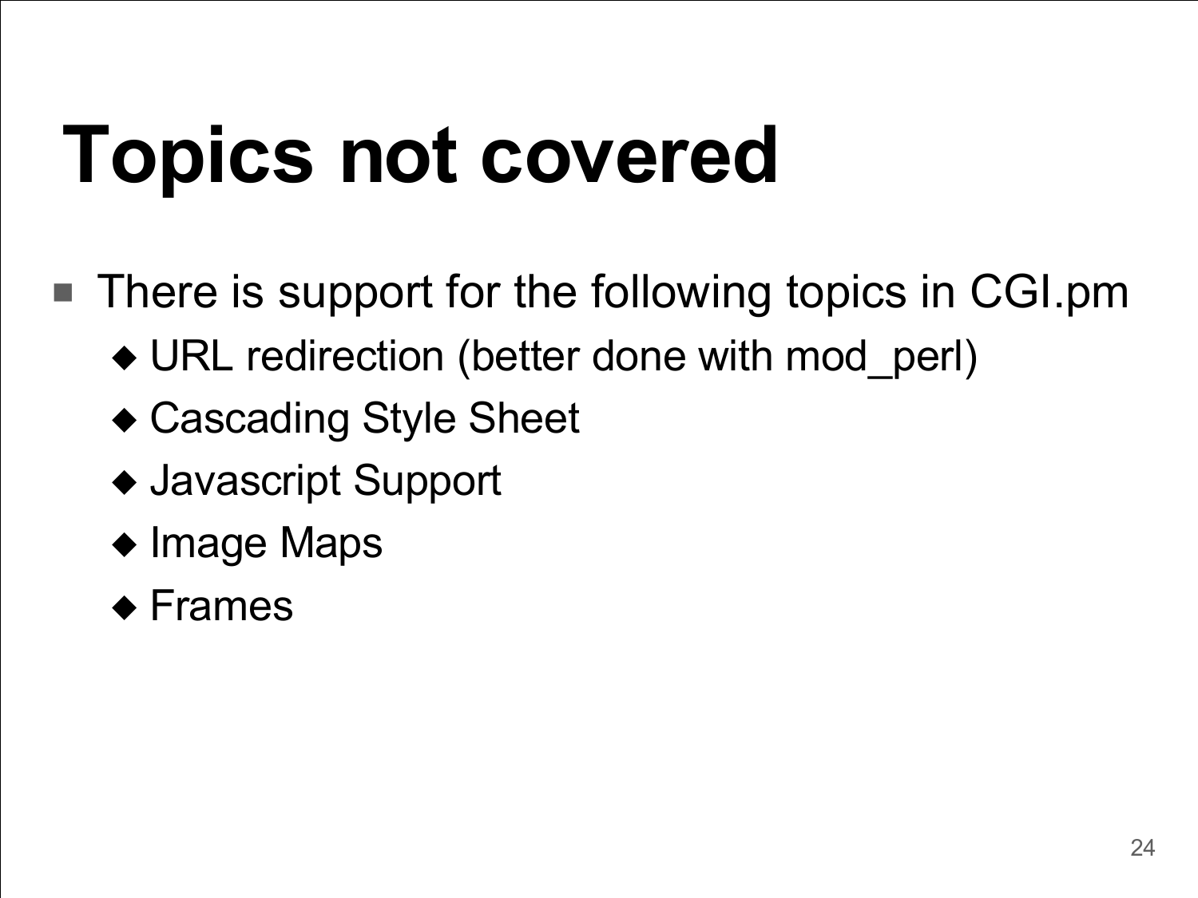# Topics not covered

- There is support for the following topics in CGI.pm
  - URL redirection (better done with mod_perl)
  - Cascading Style Sheet
  - Javascript Support
  - Image Maps
  - Frames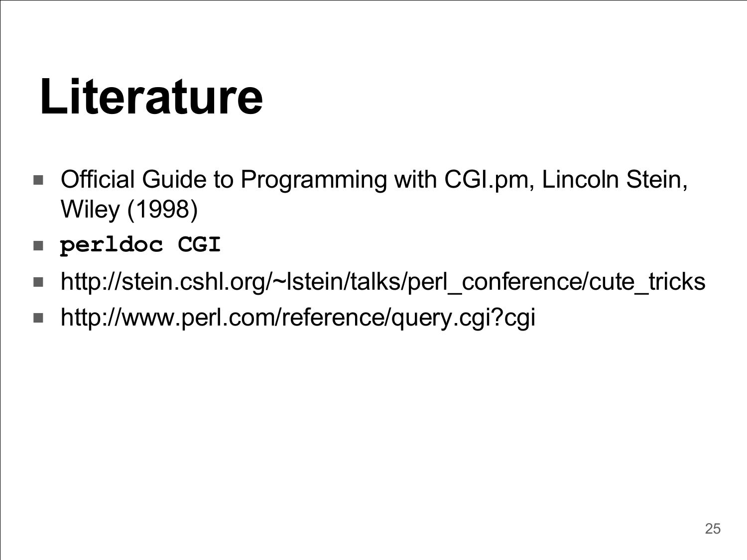# Literature

- Official Guide to Programming with CGI.pm, Lincoln Stein, Wiley (1998)
- **`perldoc CGI`**
- http://stein.cshl.org/~lstein/talks/perl_conference/cute_tricks
- http://www.perl.com/reference/query.cgi?cgi